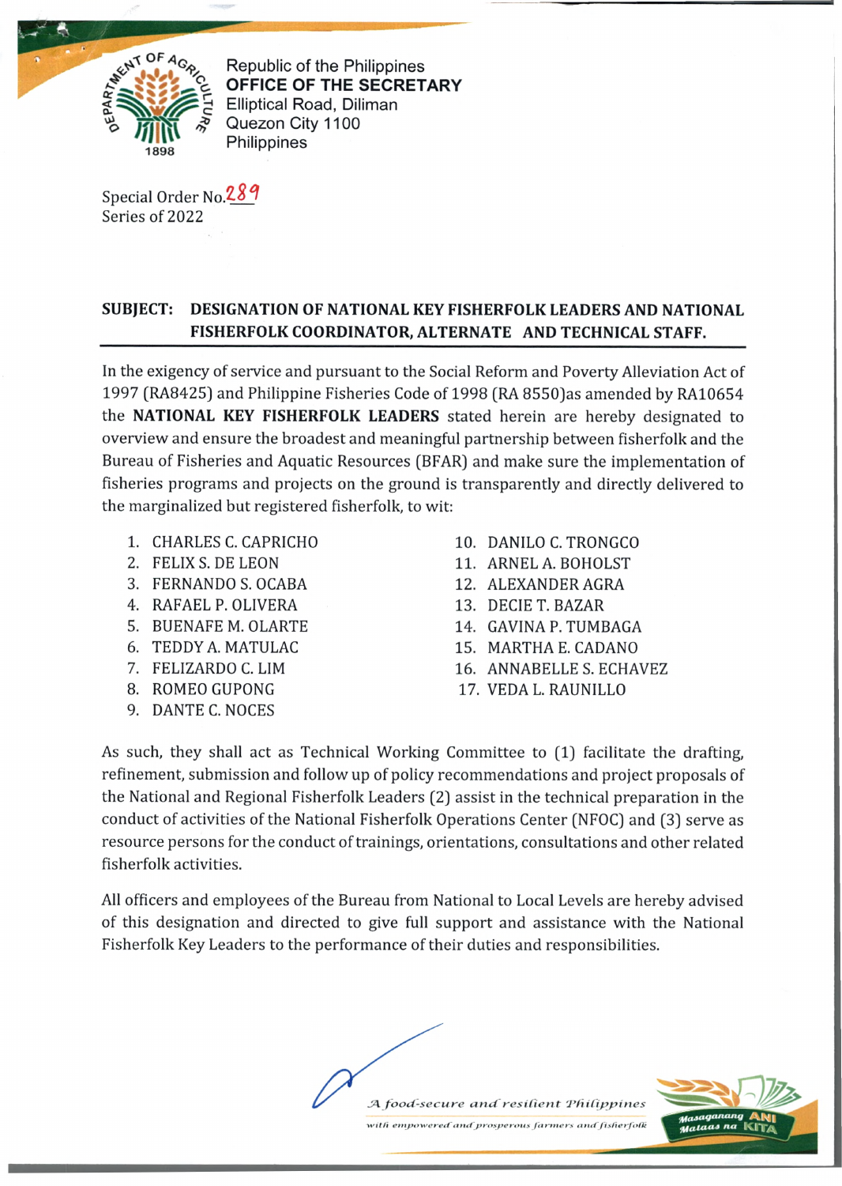Republic of the Philippines
**OFFICE OF THE SECRETARY**
Elliptical Road, Diliman
Quezon City 1100
Philippines

Special Order No. 289
Series of 2022

**SUBJECT: DESIGNATION OF NATIONAL KEY FISHERFOLK LEADERS AND NATIONAL FISHERFOLK COORDINATOR, ALTERNATE AND TECHNICAL STAFF.**

In the exigency of service and pursuant to the Social Reform and Poverty Alleviation Act of 1997 (RA8425) and Philippine Fisheries Code of 1998 (RA 8550)as amended by RA10654 the **NATIONAL KEY FISHERFOLK LEADERS** stated herein are hereby designated to overview and ensure the broadest and meaningful partnership between fisherfolk and the Bureau of Fisheries and Aquatic Resources (BFAR) and make sure the implementation of fisheries programs and projects on the ground is transparently and directly delivered to the marginalized but registered fisherfolk, to wit:

1. CHARLES C. CAPRICHO
2. FELIX S. DE LEON
3. FERNANDO S. OCABA
4. RAFAEL P. OLIVERA
5. BUENAFE M. OLARTE
6. TEDDY A. MATULAC
7. FELIZARDO C. LIM
8. ROMEO GUPONG
9. DANTE C. NOCES
10. DANILO C. TRONGCO
11. ARNEL A. BOHOLST
12. ALEXANDER AGRA
13. DECIE T. BAZAR
14. GAVINA P. TUMBAGA
15. MARTHA E. CADANO
16. ANNABELLE S. ECHAVEZ
17. VEDA L. RAUNILLO

As such, they shall act as Technical Working Committee to (1) facilitate the drafting, refinement, submission and follow up of policy recommendations and project proposals of the National and Regional Fisherfolk Leaders (2) assist in the technical preparation in the conduct of activities of the National Fisherfolk Operations Center (NFOC) and (3) serve as resource persons for the conduct of trainings, orientations, consultations and other related fisherfolk activities.

All officers and employees of the Bureau from National to Local Levels are hereby advised of this designation and directed to give full support and assistance with the National Fisherfolk Key Leaders to the performance of their duties and responsibilities.

*A food-secure and resilient Philippines*
*with empowered and prosperous farmers and fisherfolk*

Masaganang ANI Mataas na KITA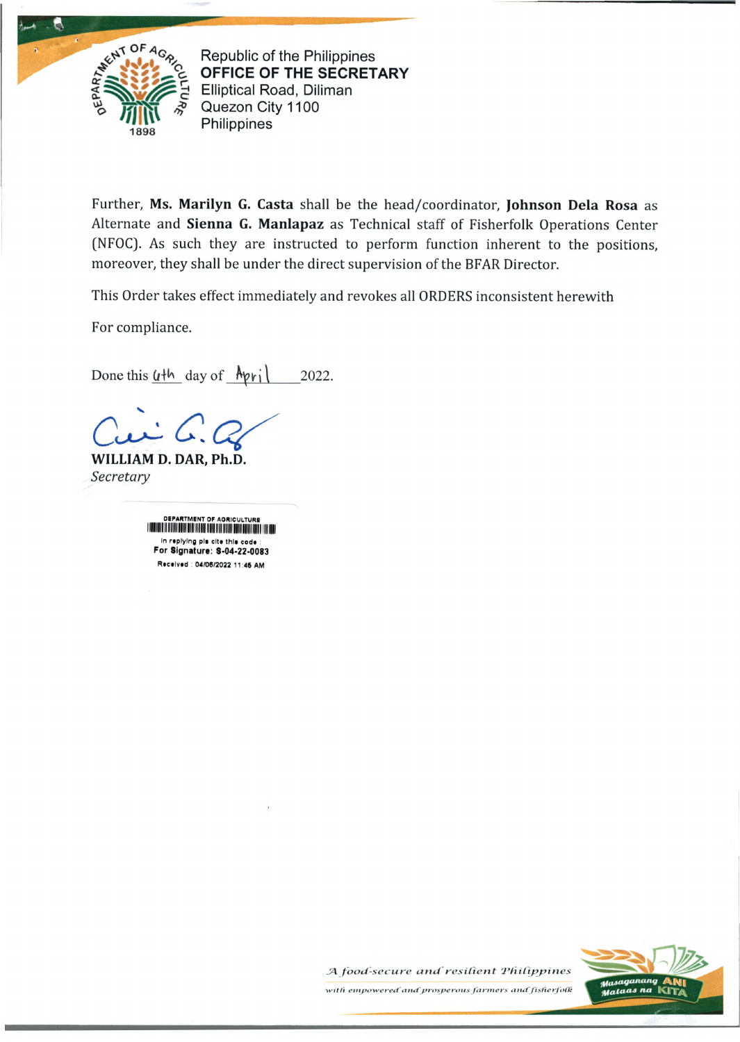Republic of the Philippines
**OFFICE OF THE SECRETARY**
Elliptical Road, Diliman
Quezon City 1100
Philippines

Further, **Ms. Marilyn G. Casta** shall be the head/coordinator, **Johnson Dela Rosa** as Alternate and **Sienna G. Manlapaz** as Technical staff of Fisherfolk Operations Center (NFOC). As such they are instructed to perform function inherent to the positions, moreover, they shall be under the direct supervision of the BFAR Director.

This Order takes effect immediately and revokes all ORDERS inconsistent herewith

For compliance.

Done this 6th day of April 2022.

**WILLIAM D. DAR, Ph.D.**
*Secretary*

DEPARTMENT OF AGRICULTURE
In replying pls cite this code :
For Signature: S-04-22-0083
Received : 04/06/2022 11:46 AM